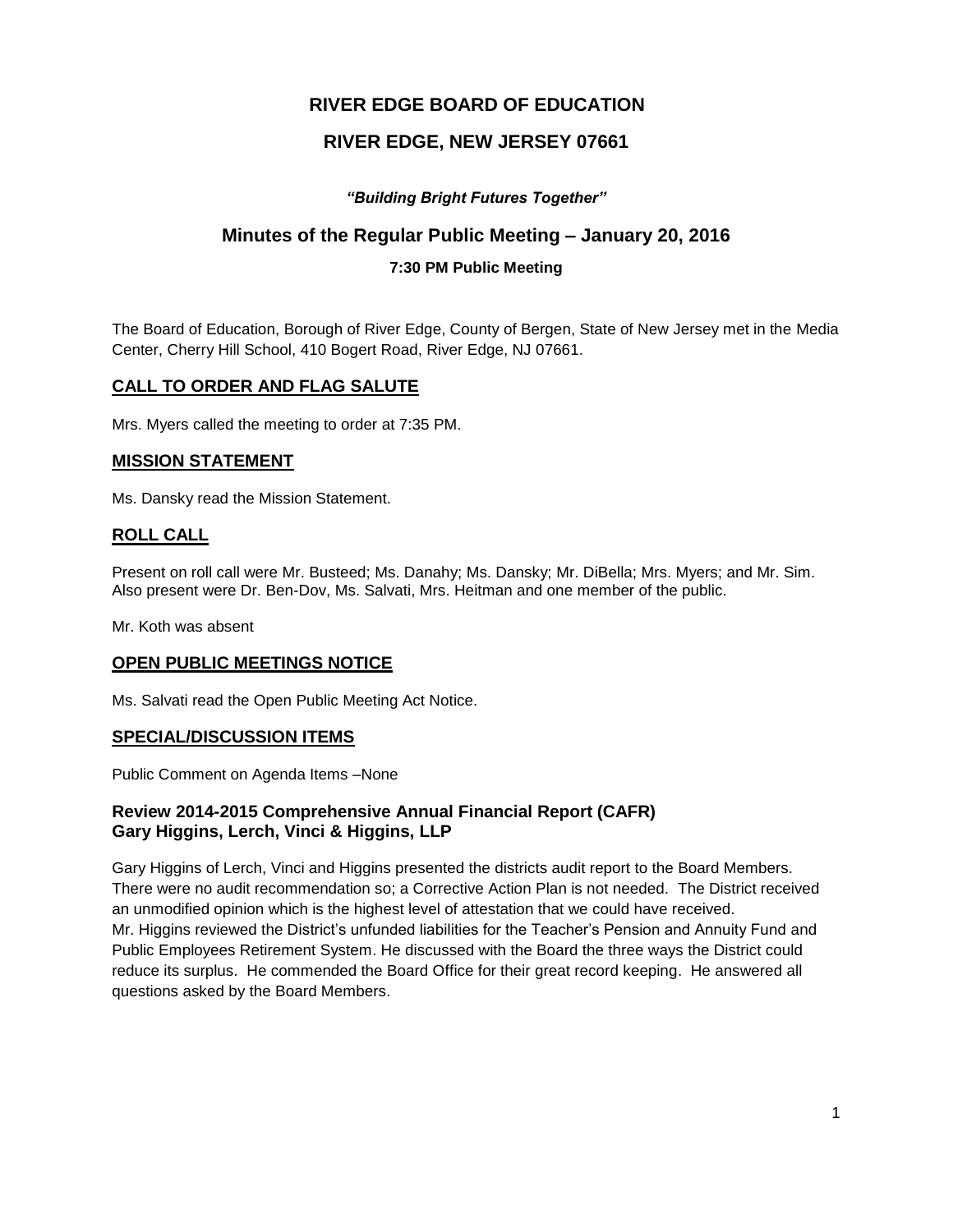# RIVER EDGE BOARD OF EDUCATION

# RIVER EDGE, NEW JERSEY 07661

***"Building Bright Futures Together"***

## Minutes of the Regular Public Meeting – January 20, 2016

**7:30 PM Public Meeting**

The Board of Education, Borough of River Edge, County of Bergen, State of New Jersey met in the Media Center, Cherry Hill School, 410 Bogert Road, River Edge, NJ 07661.

## CALL TO ORDER AND FLAG SALUTE

Mrs. Myers called the meeting to order at 7:35 PM.

## MISSION STATEMENT

Ms. Dansky read the Mission Statement.

## ROLL CALL

Present on roll call were Mr. Busteed; Ms. Danahy; Ms. Dansky; Mr. DiBella; Mrs. Myers; and Mr. Sim. Also present were Dr. Ben-Dov, Ms. Salvati, Mrs. Heitman and one member of the public.

Mr. Koth was absent

## OPEN PUBLIC MEETINGS NOTICE

Ms. Salvati read the Open Public Meeting Act Notice.

## SPECIAL/DISCUSSION ITEMS

Public Comment on Agenda Items –None

### Review 2014-2015 Comprehensive Annual Financial Report (CAFR) Gary Higgins, Lerch, Vinci & Higgins, LLP

Gary Higgins of Lerch, Vinci and Higgins presented the districts audit report to the Board Members. There were no audit recommendation so; a Corrective Action Plan is not needed. The District received an unmodified opinion which is the highest level of attestation that we could have received. Mr. Higgins reviewed the District's unfunded liabilities for the Teacher's Pension and Annuity Fund and Public Employees Retirement System. He discussed with the Board the three ways the District could reduce its surplus. He commended the Board Office for their great record keeping. He answered all questions asked by the Board Members.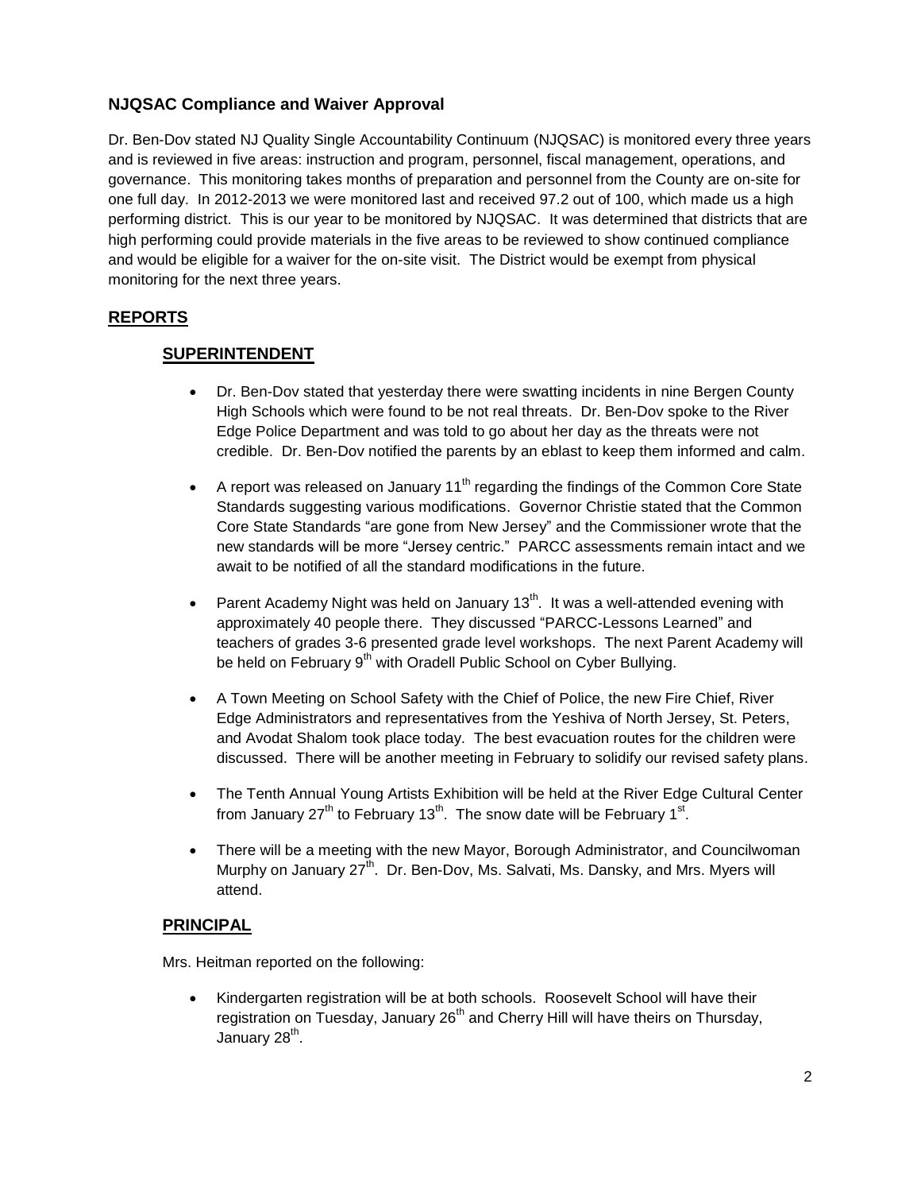### NJQSAC Compliance and Waiver Approval

Dr. Ben-Dov stated NJ Quality Single Accountability Continuum (NJQSAC) is monitored every three years and is reviewed in five areas: instruction and program, personnel, fiscal management, operations, and governance. This monitoring takes months of preparation and personnel from the County are on-site for one full day. In 2012-2013 we were monitored last and received 97.2 out of 100, which made us a high performing district. This is our year to be monitored by NJQSAC. It was determined that districts that are high performing could provide materials in the five areas to be reviewed to show continued compliance and would be eligible for a waiver for the on-site visit. The District would be exempt from physical monitoring for the next three years.

## REPORTS

### SUPERINTENDENT

- Dr. Ben-Dov stated that yesterday there were swatting incidents in nine Bergen County High Schools which were found to be not real threats. Dr. Ben-Dov spoke to the River Edge Police Department and was told to go about her day as the threats were not credible. Dr. Ben-Dov notified the parents by an eblast to keep them informed and calm.
- A report was released on January 11th regarding the findings of the Common Core State Standards suggesting various modifications. Governor Christie stated that the Common Core State Standards "are gone from New Jersey" and the Commissioner wrote that the new standards will be more "Jersey centric." PARCC assessments remain intact and we await to be notified of all the standard modifications in the future.
- Parent Academy Night was held on January 13th. It was a well-attended evening with approximately 40 people there. They discussed "PARCC-Lessons Learned" and teachers of grades 3-6 presented grade level workshops. The next Parent Academy will be held on February 9th with Oradell Public School on Cyber Bullying.
- A Town Meeting on School Safety with the Chief of Police, the new Fire Chief, River Edge Administrators and representatives from the Yeshiva of North Jersey, St. Peters, and Avodat Shalom took place today. The best evacuation routes for the children were discussed. There will be another meeting in February to solidify our revised safety plans.
- The Tenth Annual Young Artists Exhibition will be held at the River Edge Cultural Center from January 27th to February 13th. The snow date will be February 1st.
- There will be a meeting with the new Mayor, Borough Administrator, and Councilwoman Murphy on January 27th. Dr. Ben-Dov, Ms. Salvati, Ms. Dansky, and Mrs. Myers will attend.

### PRINCIPAL

Mrs. Heitman reported on the following:

- Kindergarten registration will be at both schools. Roosevelt School will have their registration on Tuesday, January 26th and Cherry Hill will have theirs on Thursday, January 28th.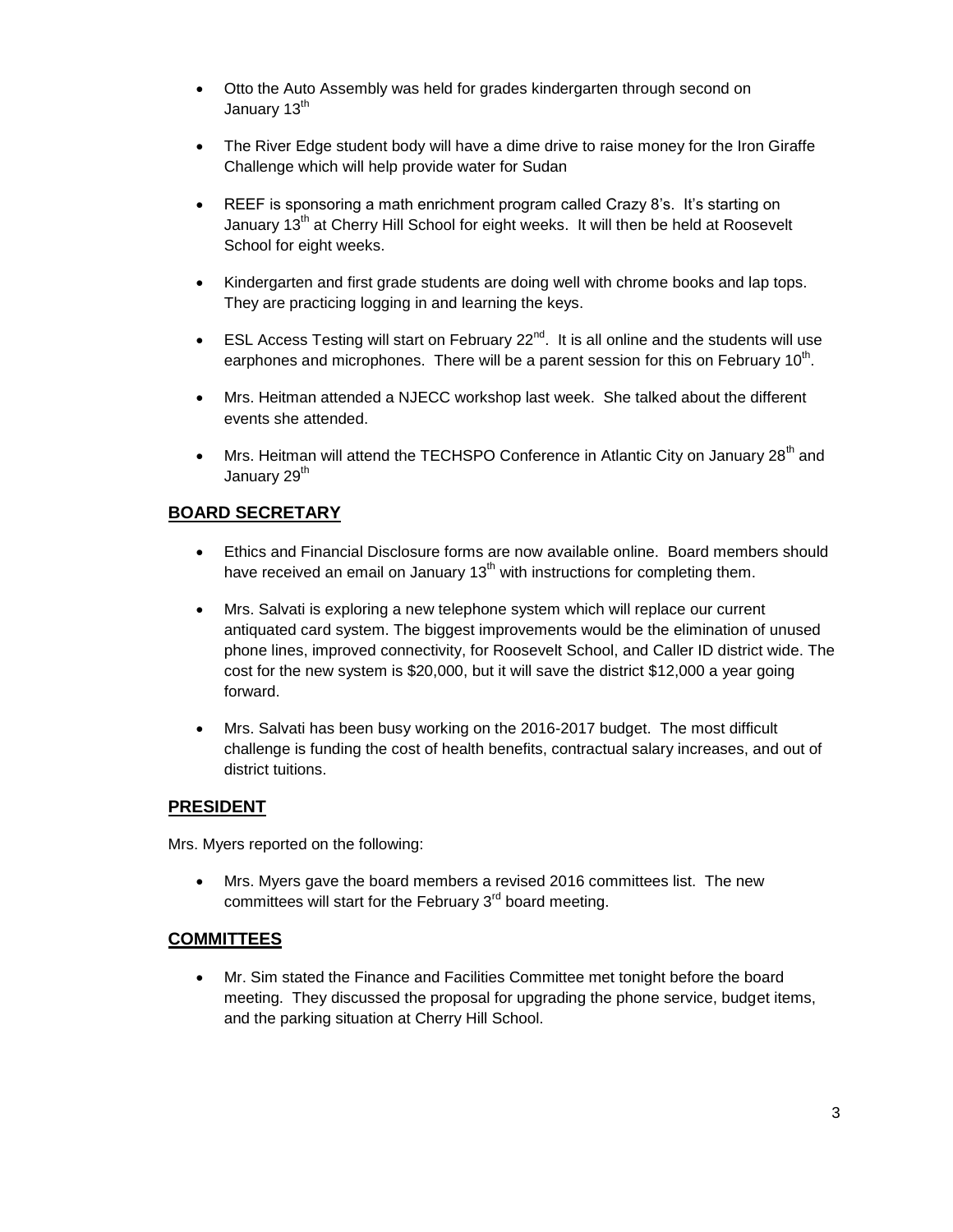- Otto the Auto Assembly was held for grades kindergarten through second on January 13th
- The River Edge student body will have a dime drive to raise money for the Iron Giraffe Challenge which will help provide water for Sudan
- REEF is sponsoring a math enrichment program called Crazy 8's. It's starting on January 13th at Cherry Hill School for eight weeks. It will then be held at Roosevelt School for eight weeks.
- Kindergarten and first grade students are doing well with chrome books and lap tops. They are practicing logging in and learning the keys.
- ESL Access Testing will start on February 22nd. It is all online and the students will use earphones and microphones. There will be a parent session for this on February 10th.
- Mrs. Heitman attended a NJECC workshop last week. She talked about the different events she attended.
- Mrs. Heitman will attend the TECHSPO Conference in Atlantic City on January 28th and January 29th

## BOARD SECRETARY

- Ethics and Financial Disclosure forms are now available online. Board members should have received an email on January 13th with instructions for completing them.
- Mrs. Salvati is exploring a new telephone system which will replace our current antiquated card system. The biggest improvements would be the elimination of unused phone lines, improved connectivity, for Roosevelt School, and Caller ID district wide. The cost for the new system is $20,000, but it will save the district $12,000 a year going forward.
- Mrs. Salvati has been busy working on the 2016-2017 budget. The most difficult challenge is funding the cost of health benefits, contractual salary increases, and out of district tuitions.

## PRESIDENT

Mrs. Myers reported on the following:

- Mrs. Myers gave the board members a revised 2016 committees list. The new committees will start for the February 3rd board meeting.

## COMMITTEES

- Mr. Sim stated the Finance and Facilities Committee met tonight before the board meeting. They discussed the proposal for upgrading the phone service, budget items, and the parking situation at Cherry Hill School.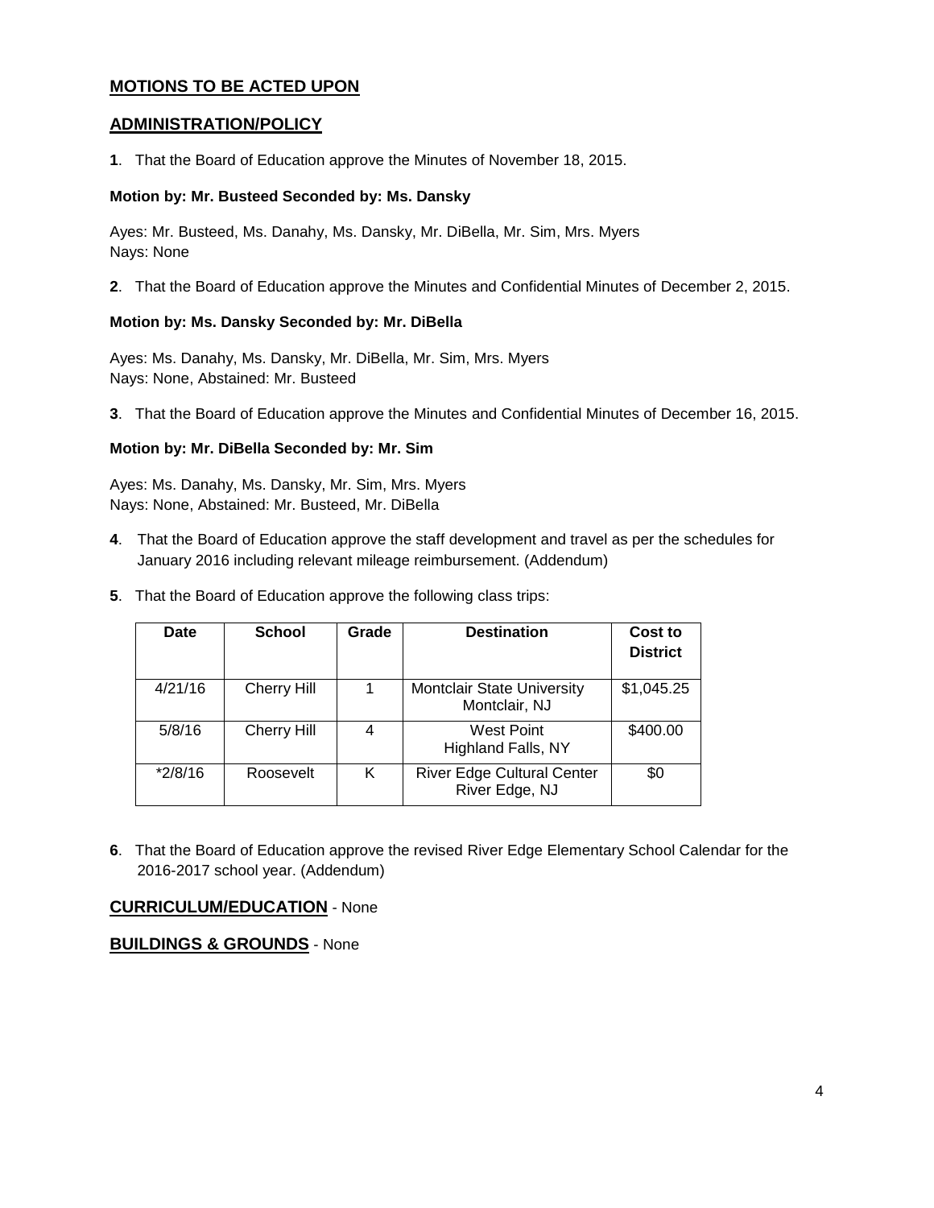## MOTIONS TO BE ACTED UPON

## ADMINISTRATION/POLICY

**1**. That the Board of Education approve the Minutes of November 18, 2015.

**Motion by: Mr. Busteed Seconded by: Ms. Dansky**

Ayes: Mr. Busteed, Ms. Danahy, Ms. Dansky, Mr. DiBella, Mr. Sim, Mrs. Myers
Nays: None

**2**. That the Board of Education approve the Minutes and Confidential Minutes of December 2, 2015.

**Motion by: Ms. Dansky Seconded by: Mr. DiBella**

Ayes: Ms. Danahy, Ms. Dansky, Mr. DiBella, Mr. Sim, Mrs. Myers
Nays: None, Abstained: Mr. Busteed

**3**. That the Board of Education approve the Minutes and Confidential Minutes of December 16, 2015.

**Motion by: Mr. DiBella Seconded by: Mr. Sim**

Ayes: Ms. Danahy, Ms. Dansky, Mr. Sim, Mrs. Myers
Nays: None, Abstained: Mr. Busteed, Mr. DiBella

**4**. That the Board of Education approve the staff development and travel as per the schedules for January 2016 including relevant mileage reimbursement. (Addendum)

**5**. That the Board of Education approve the following class trips:

| Date | School | Grade | Destination | Cost to District |
|---|---|---|---|---|
| 4/21/16 | Cherry Hill | 1 | Montclair State University Montclair, NJ | $1,045.25 |
| 5/8/16 | Cherry Hill | 4 | West Point Highland Falls, NY | $400.00 |
| *2/8/16 | Roosevelt | K | River Edge Cultural Center River Edge, NJ | $0 |

**6**. That the Board of Education approve the revised River Edge Elementary School Calendar for the 2016-2017 school year. (Addendum)

## CURRICULUM/EDUCATION - None

## BUILDINGS & GROUNDS - None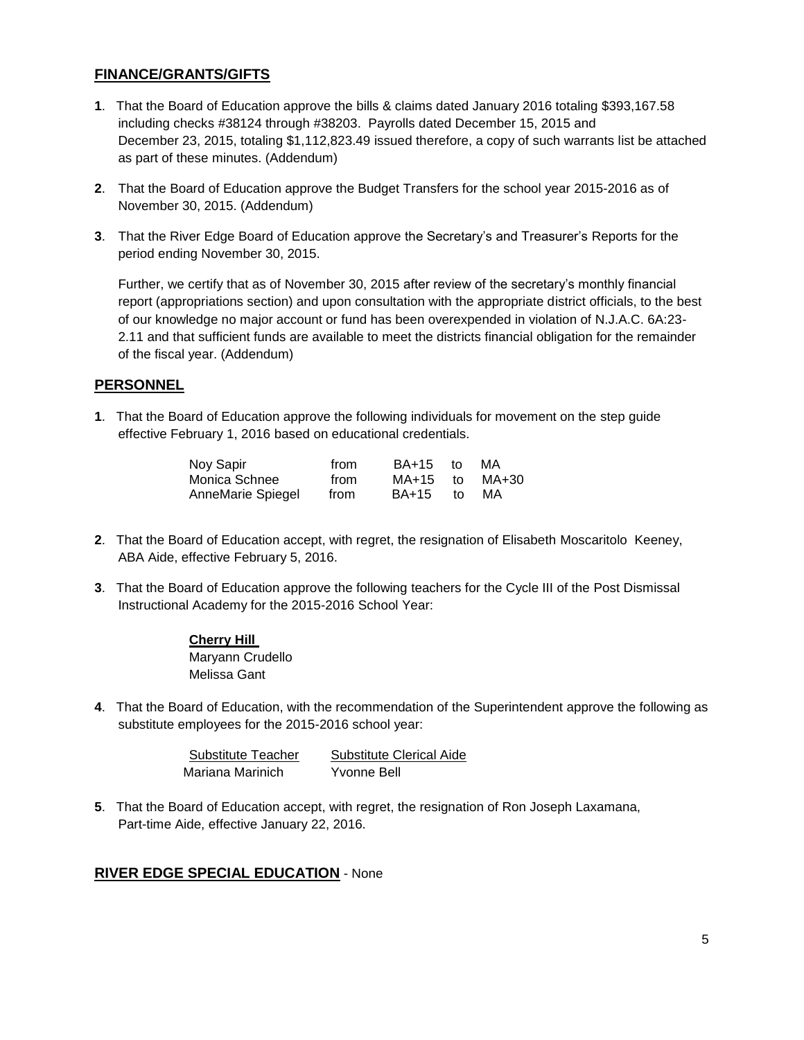## FINANCE/GRANTS/GIFTS

**1**. That the Board of Education approve the bills & claims dated January 2016 totaling $393,167.58 including checks #38124 through #38203. Payrolls dated December 15, 2015 and December 23, 2015, totaling $1,112,823.49 issued therefore, a copy of such warrants list be attached as part of these minutes. (Addendum)

**2**. That the Board of Education approve the Budget Transfers for the school year 2015-2016 as of November 30, 2015. (Addendum)

**3**. That the River Edge Board of Education approve the Secretary's and Treasurer's Reports for the period ending November 30, 2015.

Further, we certify that as of November 30, 2015 after review of the secretary's monthly financial report (appropriations section) and upon consultation with the appropriate district officials, to the best of our knowledge no major account or fund has been overexpended in violation of N.J.A.C. 6A:23-2.11 and that sufficient funds are available to meet the districts financial obligation for the remainder of the fiscal year. (Addendum)

## PERSONNEL

**1**. That the Board of Education approve the following individuals for movement on the step guide effective February 1, 2016 based on educational credentials.

| | | | | |
|---|---|---|---|---|
| Noy Sapir | from | BA+15 | to | MA |
| Monica Schnee | from | MA+15 | to | MA+30 |
| AnneMarie Spiegel | from | BA+15 | to | MA |

**2**. That the Board of Education accept, with regret, the resignation of Elisabeth Moscaritolo Keeney, ABA Aide, effective February 5, 2016.

**3**. That the Board of Education approve the following teachers for the Cycle III of the Post Dismissal Instructional Academy for the 2015-2016 School Year:

**Cherry Hill**
Maryann Crudello
Melissa Gant

**4**. That the Board of Education, with the recommendation of the Superintendent approve the following as substitute employees for the 2015-2016 school year:

| Substitute Teacher | Substitute Clerical Aide |
|---|---|
| Mariana Marinich | Yvonne Bell |

**5**. That the Board of Education accept, with regret, the resignation of Ron Joseph Laxamana, Part-time Aide, effective January 22, 2016.

## RIVER EDGE SPECIAL EDUCATION - None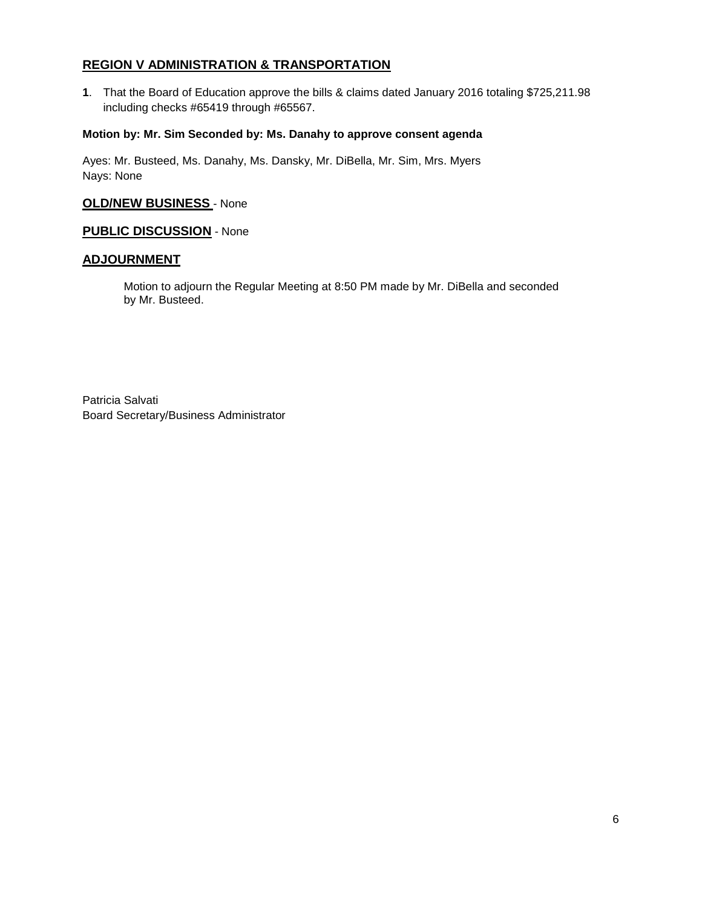## REGION V ADMINISTRATION & TRANSPORTATION

**1**. That the Board of Education approve the bills & claims dated January 2016 totaling $725,211.98 including checks #65419 through #65567.

**Motion by: Mr. Sim Seconded by: Ms. Danahy to approve consent agenda**

Ayes: Mr. Busteed, Ms. Danahy, Ms. Dansky, Mr. DiBella, Mr. Sim, Mrs. Myers
Nays: None

## OLD/NEW BUSINESS - None

## PUBLIC DISCUSSION - None

## ADJOURNMENT

Motion to adjourn the Regular Meeting at 8:50 PM made by Mr. DiBella and seconded by Mr. Busteed.

Patricia Salvati
Board Secretary/Business Administrator